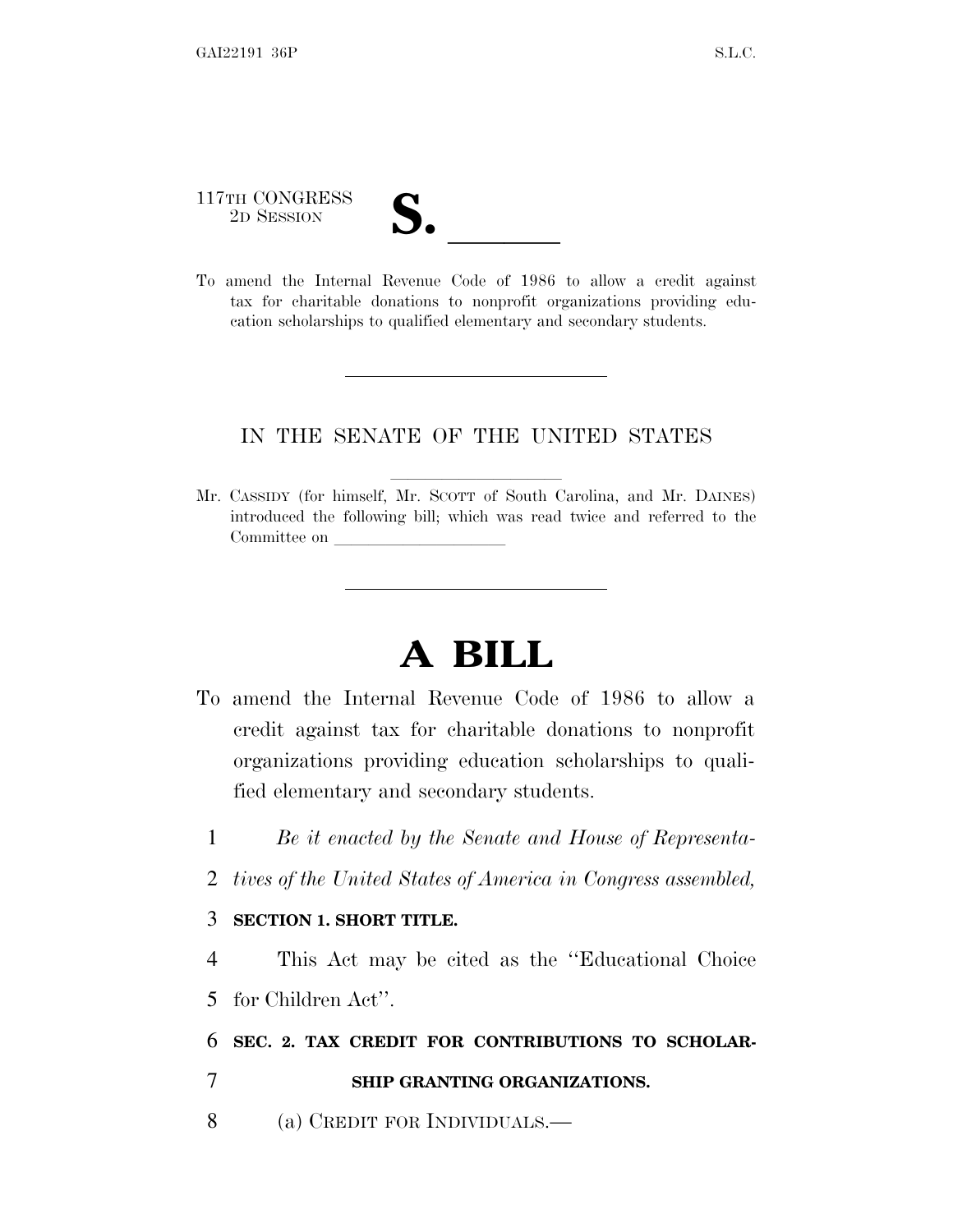117TH CONGRESS
2D SESSION

# S. \_\_\_\_\_\_

To amend the Internal Revenue Code of 1986 to allow a credit against tax for charitable donations to nonprofit organizations providing education scholarships to qualified elementary and secondary students.

---

IN THE SENATE OF THE UNITED STATES

Mr. CASSIDY (for himself, Mr. SCOTT of South Carolina, and Mr. DAINES) introduced the following bill; which was read twice and referred to the Committee on \_\_\_\_\_\_\_\_\_\_\_\_\_\_\_\_\_\_\_\_

---

# A BILL

To amend the Internal Revenue Code of 1986 to allow a credit against tax for charitable donations to nonprofit organizations providing education scholarships to qualified elementary and secondary students.

1 *Be it enacted by the Senate and House of Representa-*
2 *tives of the United States of America in Congress assembled,*

3 **SECTION 1. SHORT TITLE.**

4 This Act may be cited as the ''Educational Choice
5 for Children Act''.

6 **SEC. 2. TAX CREDIT FOR CONTRIBUTIONS TO SCHOLAR-**
7 **SHIP GRANTING ORGANIZATIONS.**

8 (a) CREDIT FOR INDIVIDUALS.—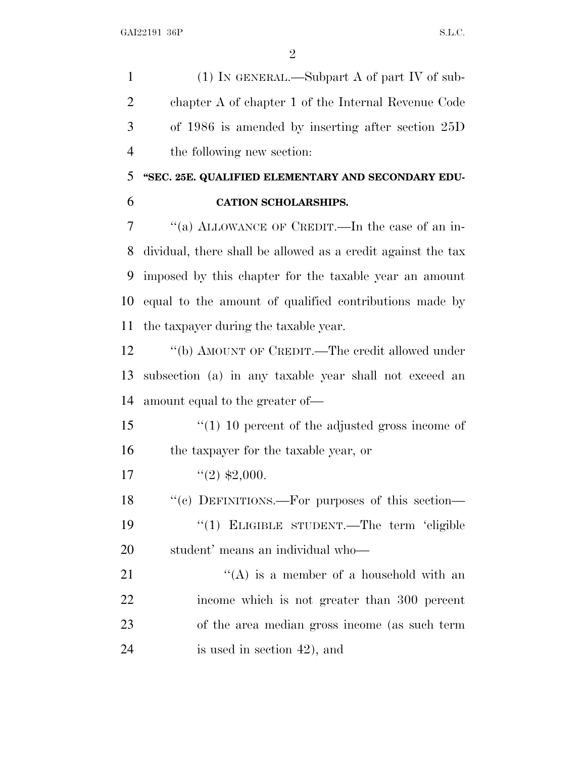(1) IN GENERAL.—Subpart A of part IV of subchapter A of chapter 1 of the Internal Revenue Code of 1986 is amended by inserting after section 25D the following new section:

**"SEC. 25E. QUALIFIED ELEMENTARY AND SECONDARY EDUCATION SCHOLARSHIPS.**

"(a) ALLOWANCE OF CREDIT.—In the case of an individual, there shall be allowed as a credit against the tax imposed by this chapter for the taxable year an amount equal to the amount of qualified contributions made by the taxpayer during the taxable year.

"(b) AMOUNT OF CREDIT.—The credit allowed under subsection (a) in any taxable year shall not exceed an amount equal to the greater of—

"(1) 10 percent of the adjusted gross income of the taxpayer for the taxable year, or

"(2) $2,000.

"(c) DEFINITIONS.—For purposes of this section—

"(1) ELIGIBLE STUDENT.—The term 'eligible student' means an individual who—

"(A) is a member of a household with an income which is not greater than 300 percent of the area median gross income (as such term is used in section 42), and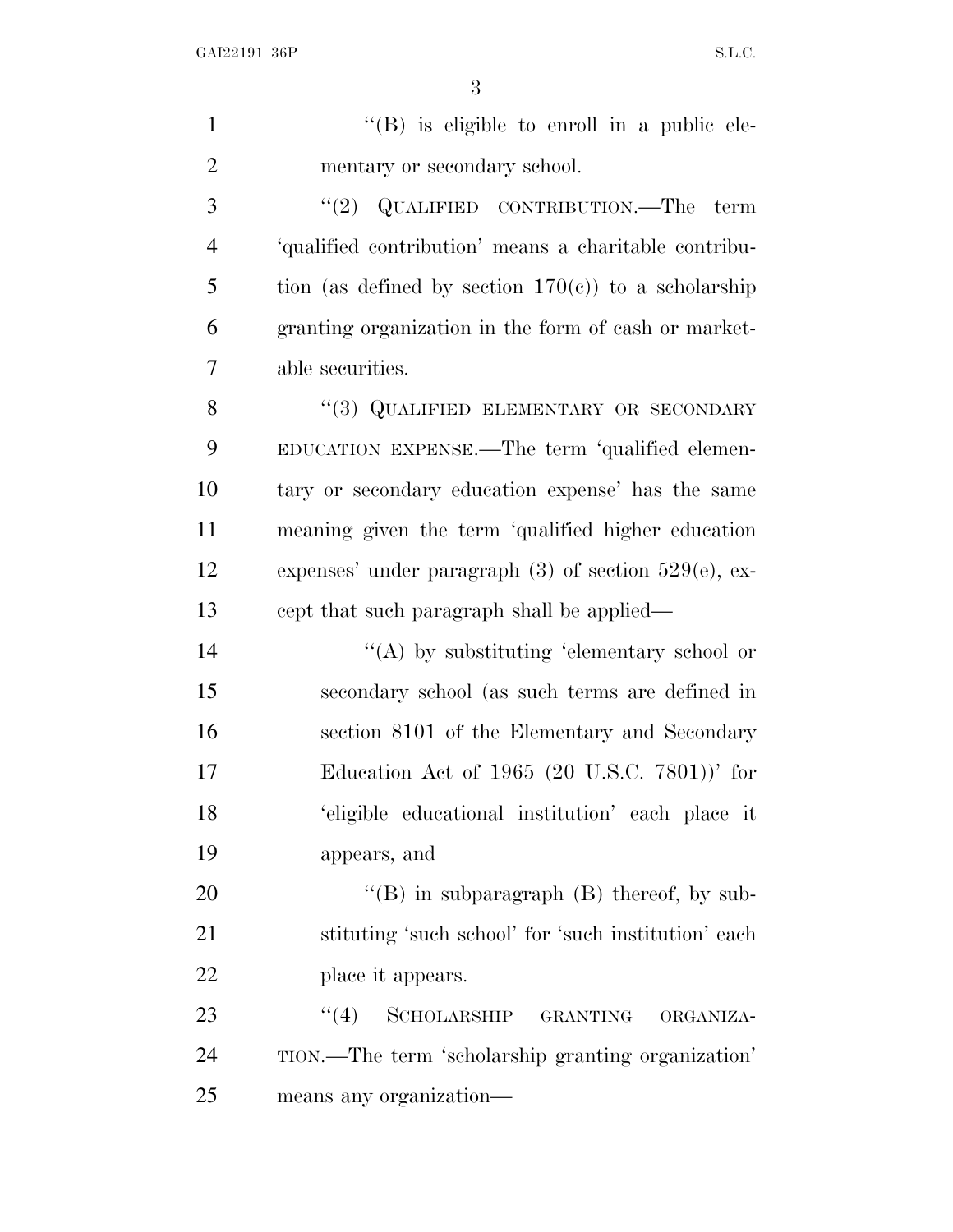''(B) is eligible to enroll in a public elementary or secondary school.

''(2) QUALIFIED CONTRIBUTION.—The term 'qualified contribution' means a charitable contribution (as defined by section 170(c)) to a scholarship granting organization in the form of cash or marketable securities.

''(3) QUALIFIED ELEMENTARY OR SECONDARY EDUCATION EXPENSE.—The term 'qualified elementary or secondary education expense' has the same meaning given the term 'qualified higher education expenses' under paragraph (3) of section 529(e), except that such paragraph shall be applied—

''(A) by substituting 'elementary school or secondary school (as such terms are defined in section 8101 of the Elementary and Secondary Education Act of 1965 (20 U.S.C. 7801))' for 'eligible educational institution' each place it appears, and

''(B) in subparagraph (B) thereof, by substituting 'such school' for 'such institution' each place it appears.

''(4) SCHOLARSHIP GRANTING ORGANIZATION.—The term 'scholarship granting organization' means any organization—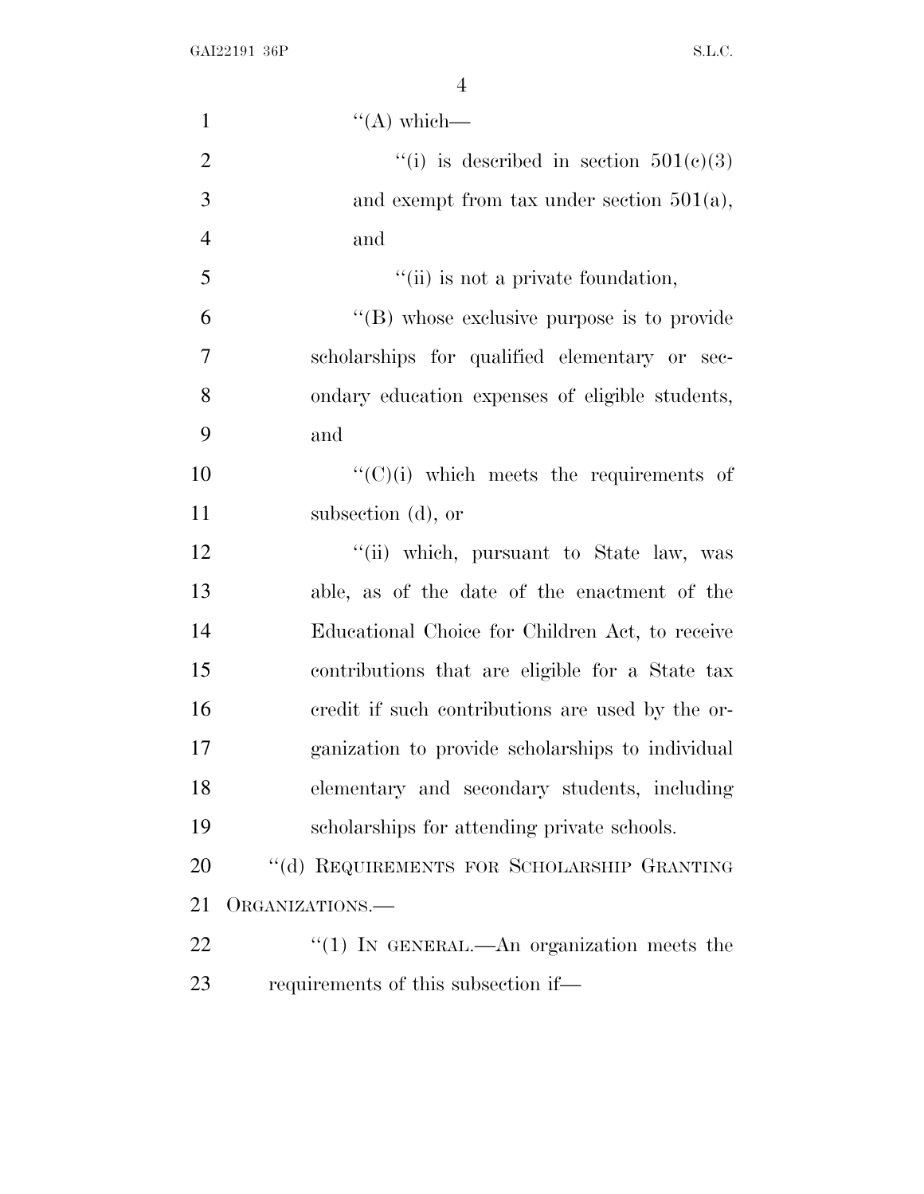"(A) which—

"(i) is described in section 501(c)(3) and exempt from tax under section 501(a), and

"(ii) is not a private foundation,

"(B) whose exclusive purpose is to provide scholarships for qualified elementary or secondary education expenses of eligible students, and

"(C)(i) which meets the requirements of subsection (d), or

"(ii) which, pursuant to State law, was able, as of the date of the enactment of the Educational Choice for Children Act, to receive contributions that are eligible for a State tax credit if such contributions are used by the organization to provide scholarships to individual elementary and secondary students, including scholarships for attending private schools.

"(d) REQUIREMENTS FOR SCHOLARSHIP GRANTING ORGANIZATIONS.—

"(1) IN GENERAL.—An organization meets the requirements of this subsection if—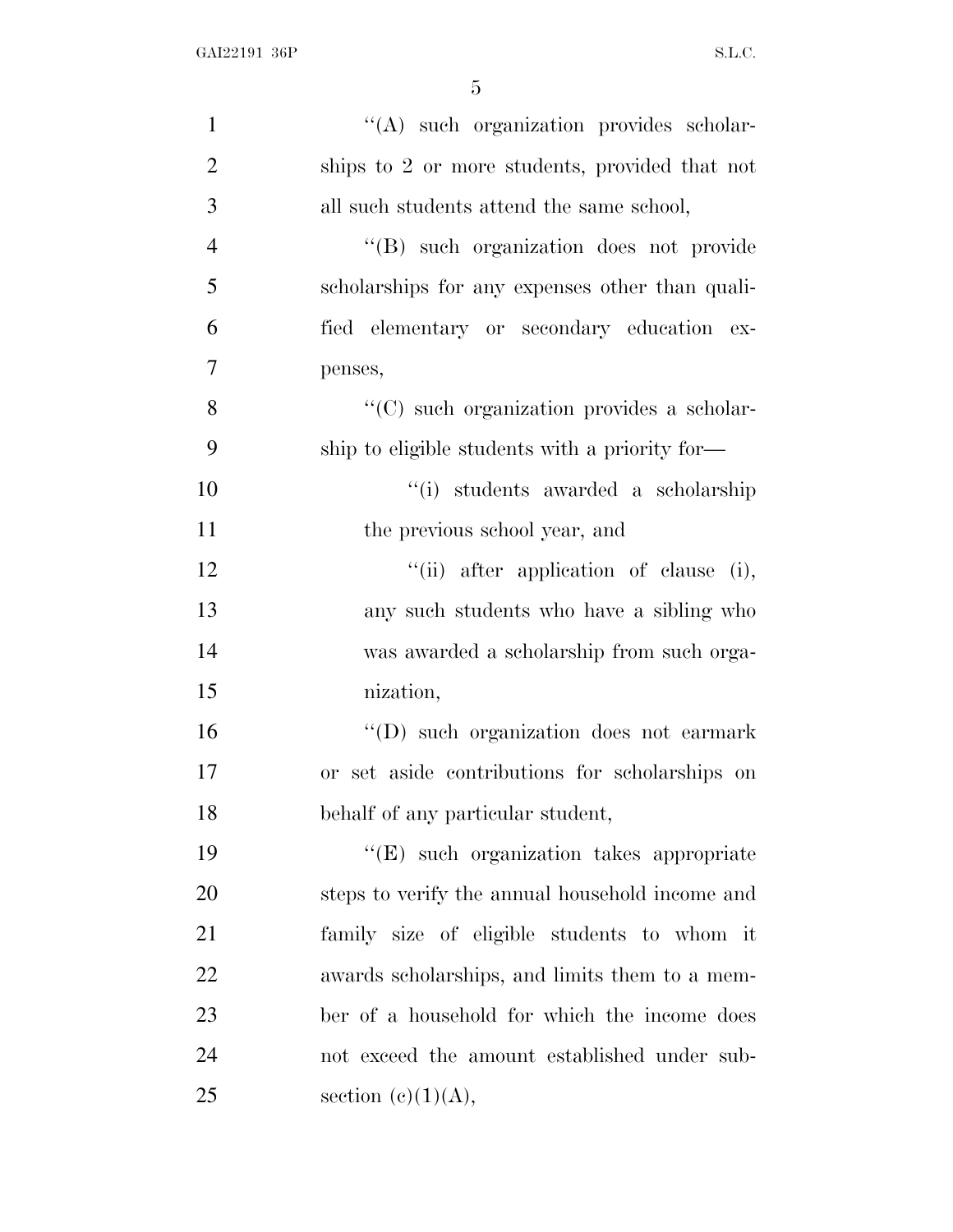"(A) such organization provides scholarships to 2 or more students, provided that not all such students attend the same school,

"(B) such organization does not provide scholarships for any expenses other than qualified elementary or secondary education expenses,

"(C) such organization provides a scholarship to eligible students with a priority for—

"(i) students awarded a scholarship the previous school year, and

"(ii) after application of clause (i), any such students who have a sibling who was awarded a scholarship from such organization,

"(D) such organization does not earmark or set aside contributions for scholarships on behalf of any particular student,

"(E) such organization takes appropriate steps to verify the annual household income and family size of eligible students to whom it awards scholarships, and limits them to a member of a household for which the income does not exceed the amount established under subsection (c)(1)(A),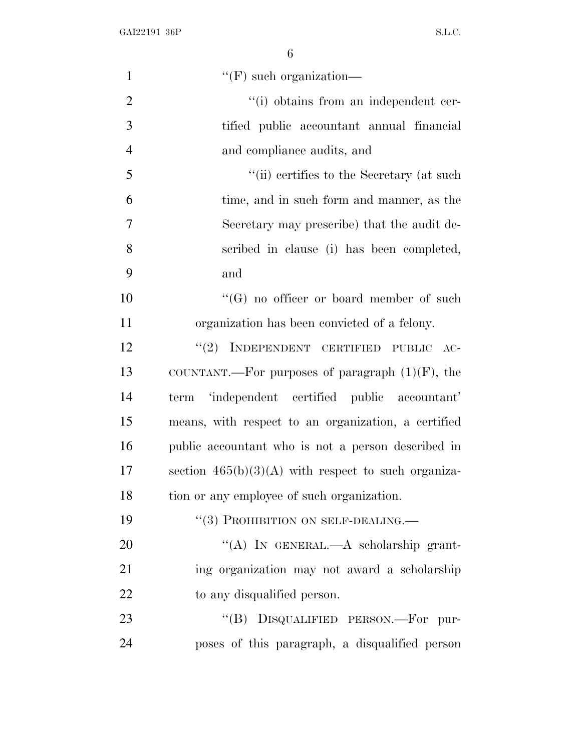"(F) such organization—

"(i) obtains from an independent certified public accountant annual financial and compliance audits, and

"(ii) certifies to the Secretary (at such time, and in such form and manner, as the Secretary may prescribe) that the audit described in clause (i) has been completed, and

"(G) no officer or board member of such organization has been convicted of a felony.

"(2) INDEPENDENT CERTIFIED PUBLIC ACCOUNTANT.—For purposes of paragraph (1)(F), the term 'independent certified public accountant' means, with respect to an organization, a certified public accountant who is not a person described in section 465(b)(3)(A) with respect to such organization or any employee of such organization.

"(3) PROHIBITION ON SELF-DEALING.—

"(A) IN GENERAL.—A scholarship granting organization may not award a scholarship to any disqualified person.

"(B) DISQUALIFIED PERSON.—For purposes of this paragraph, a disqualified person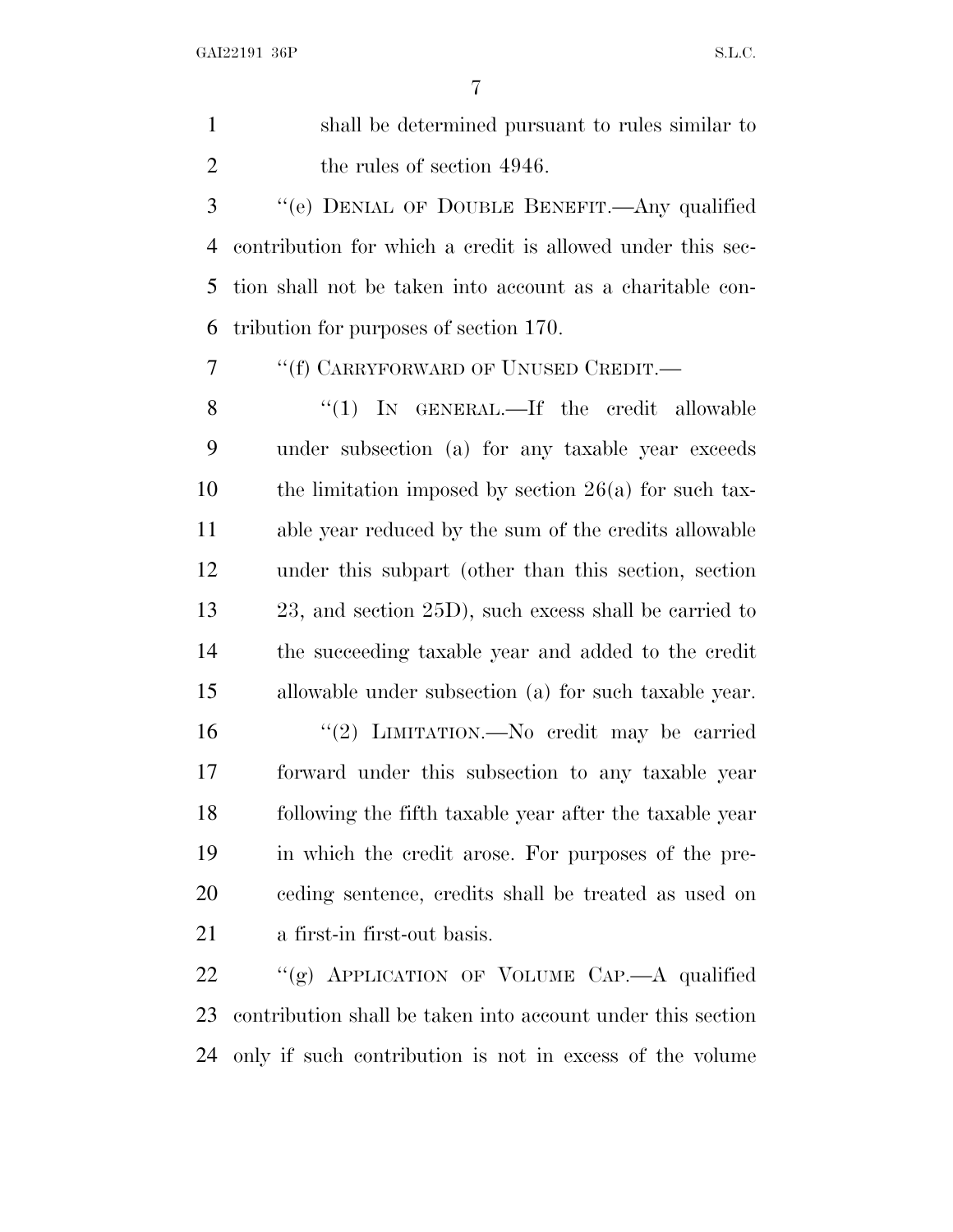shall be determined pursuant to rules similar to the rules of section 4946.

"(e) DENIAL OF DOUBLE BENEFIT.—Any qualified contribution for which a credit is allowed under this section shall not be taken into account as a charitable contribution for purposes of section 170.

"(f) CARRYFORWARD OF UNUSED CREDIT.—

"(1) IN GENERAL.—If the credit allowable under subsection (a) for any taxable year exceeds the limitation imposed by section 26(a) for such taxable year reduced by the sum of the credits allowable under this subpart (other than this section, section 23, and section 25D), such excess shall be carried to the succeeding taxable year and added to the credit allowable under subsection (a) for such taxable year.

"(2) LIMITATION.—No credit may be carried forward under this subsection to any taxable year following the fifth taxable year after the taxable year in which the credit arose. For purposes of the preceding sentence, credits shall be treated as used on a first-in first-out basis.

"(g) APPLICATION OF VOLUME CAP.—A qualified contribution shall be taken into account under this section only if such contribution is not in excess of the volume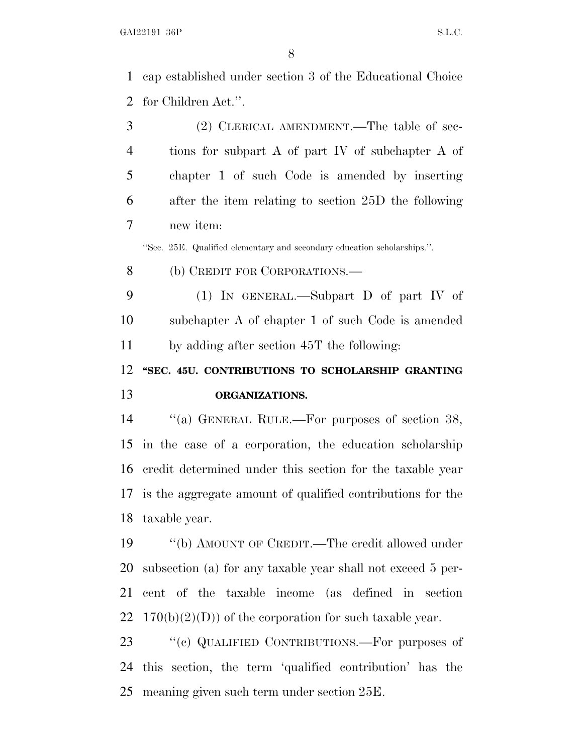cap established under section 3 of the Educational Choice for Children Act.''.

(2) CLERICAL AMENDMENT.—The table of sections for subpart A of part IV of subchapter A of chapter 1 of such Code is amended by inserting after the item relating to section 25D the following new item:

''Sec. 25E. Qualified elementary and secondary education scholarships.''.

(b) CREDIT FOR CORPORATIONS.—

(1) IN GENERAL.—Subpart D of part IV of subchapter A of chapter 1 of such Code is amended by adding after section 45T the following:

**''SEC. 45U. CONTRIBUTIONS TO SCHOLARSHIP GRANTING ORGANIZATIONS.**

''(a) GENERAL RULE.—For purposes of section 38, in the case of a corporation, the education scholarship credit determined under this section for the taxable year is the aggregate amount of qualified contributions for the taxable year.

''(b) AMOUNT OF CREDIT.—The credit allowed under subsection (a) for any taxable year shall not exceed 5 percent of the taxable income (as defined in section 170(b)(2)(D)) of the corporation for such taxable year.

''(c) QUALIFIED CONTRIBUTIONS.—For purposes of this section, the term 'qualified contribution' has the meaning given such term under section 25E.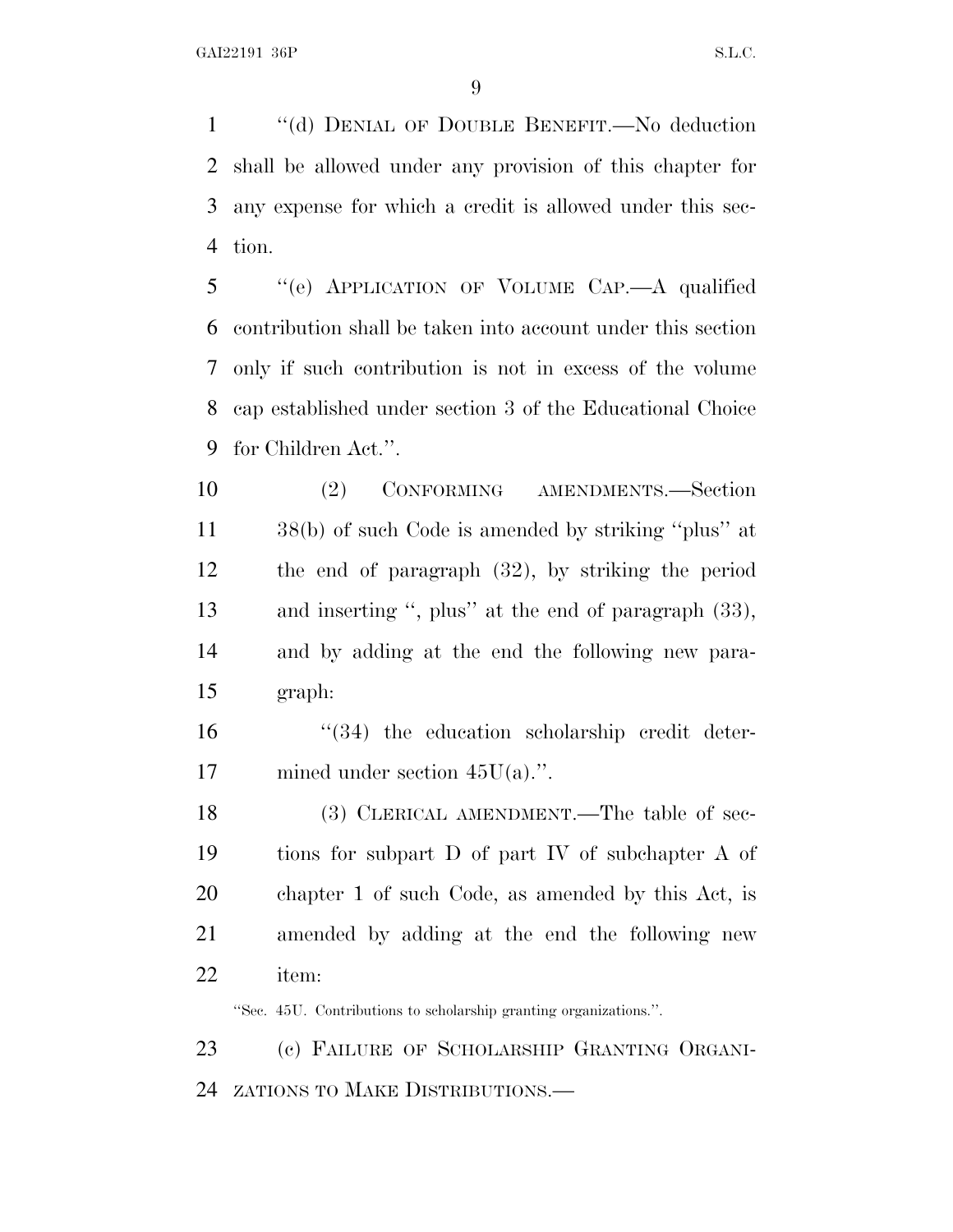"(d) DENIAL OF DOUBLE BENEFIT.—No deduction shall be allowed under any provision of this chapter for any expense for which a credit is allowed under this section.

"(e) APPLICATION OF VOLUME CAP.—A qualified contribution shall be taken into account under this section only if such contribution is not in excess of the volume cap established under section 3 of the Educational Choice for Children Act.".

(2) CONFORMING AMENDMENTS.—Section 38(b) of such Code is amended by striking "plus" at the end of paragraph (32), by striking the period and inserting ", plus" at the end of paragraph (33), and by adding at the end the following new paragraph:

"(34) the education scholarship credit determined under section 45U(a).".

(3) CLERICAL AMENDMENT.—The table of sections for subpart D of part IV of subchapter A of chapter 1 of such Code, as amended by this Act, is amended by adding at the end the following new item:

"Sec. 45U. Contributions to scholarship granting organizations.".

(c) FAILURE OF SCHOLARSHIP GRANTING ORGANIZATIONS TO MAKE DISTRIBUTIONS.—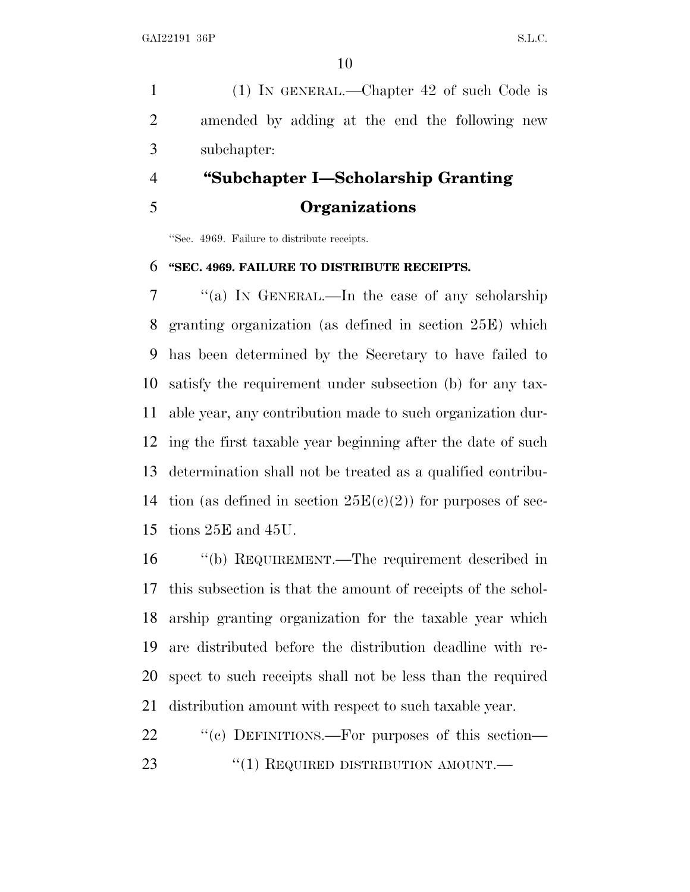(1) IN GENERAL.—Chapter 42 of such Code is amended by adding at the end the following new subchapter:

## "Subchapter I—Scholarship Granting Organizations

"Sec. 4969. Failure to distribute receipts.

**"SEC. 4969. FAILURE TO DISTRIBUTE RECEIPTS.**

"(a) IN GENERAL.—In the case of any scholarship granting organization (as defined in section 25E) which has been determined by the Secretary to have failed to satisfy the requirement under subsection (b) for any taxable year, any contribution made to such organization during the first taxable year beginning after the date of such determination shall not be treated as a qualified contribution (as defined in section 25E(c)(2)) for purposes of sections 25E and 45U.

"(b) REQUIREMENT.—The requirement described in this subsection is that the amount of receipts of the scholarship granting organization for the taxable year which are distributed before the distribution deadline with respect to such receipts shall not be less than the required distribution amount with respect to such taxable year.

"(c) DEFINITIONS.—For purposes of this section—

"(1) REQUIRED DISTRIBUTION AMOUNT.—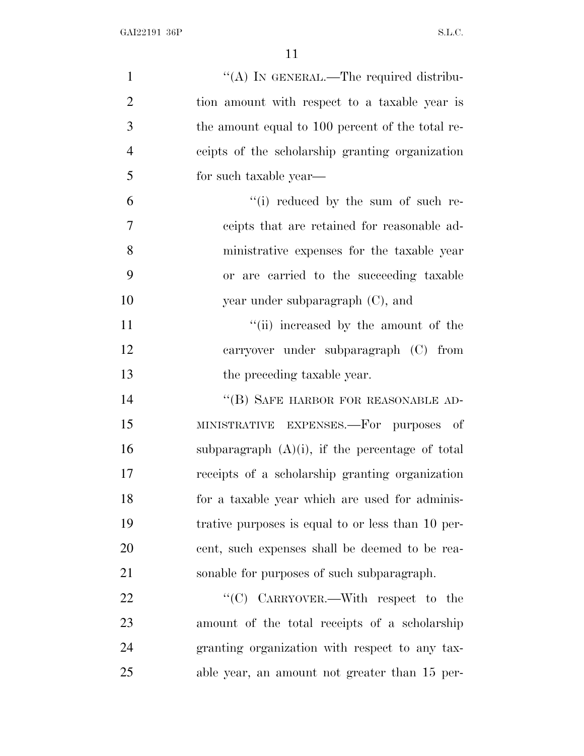"(A) IN GENERAL.—The required distribution amount with respect to a taxable year is the amount equal to 100 percent of the total receipts of the scholarship granting organization for such taxable year—

"(i) reduced by the sum of such receipts that are retained for reasonable administrative expenses for the taxable year or are carried to the succeeding taxable year under subparagraph (C), and

"(ii) increased by the amount of the carryover under subparagraph (C) from the preceding taxable year.

"(B) SAFE HARBOR FOR REASONABLE ADMINISTRATIVE EXPENSES.—For purposes of subparagraph (A)(i), if the percentage of total receipts of a scholarship granting organization for a taxable year which are used for administrative purposes is equal to or less than 10 percent, such expenses shall be deemed to be reasonable for purposes of such subparagraph.

"(C) CARRYOVER.—With respect to the amount of the total receipts of a scholarship granting organization with respect to any taxable year, an amount not greater than 15 per-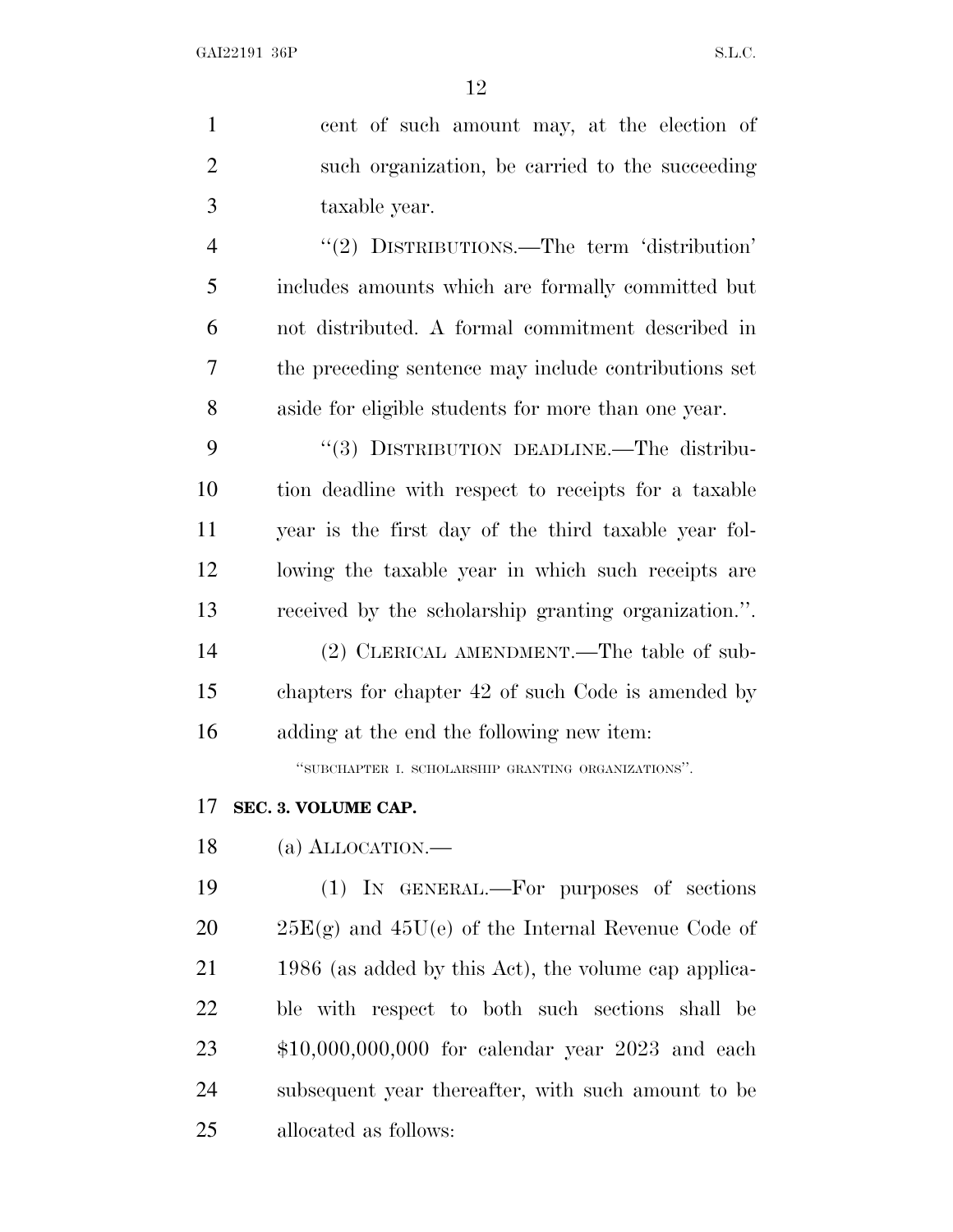cent of such amount may, at the election of such organization, be carried to the succeeding taxable year.

"(2) DISTRIBUTIONS.—The term 'distribution' includes amounts which are formally committed but not distributed. A formal commitment described in the preceding sentence may include contributions set aside for eligible students for more than one year.

"(3) DISTRIBUTION DEADLINE.—The distribution deadline with respect to receipts for a taxable year is the first day of the third taxable year following the taxable year in which such receipts are received by the scholarship granting organization.".

(2) CLERICAL AMENDMENT.—The table of subchapters for chapter 42 of such Code is amended by adding at the end the following new item:

"SUBCHAPTER I. SCHOLARSHIP GRANTING ORGANIZATIONS".

**SEC. 3. VOLUME CAP.**

(a) ALLOCATION.—

(1) IN GENERAL.—For purposes of sections 25E(g) and 45U(e) of the Internal Revenue Code of 1986 (as added by this Act), the volume cap applicable with respect to both such sections shall be $10,000,000,000 for calendar year 2023 and each subsequent year thereafter, with such amount to be allocated as follows: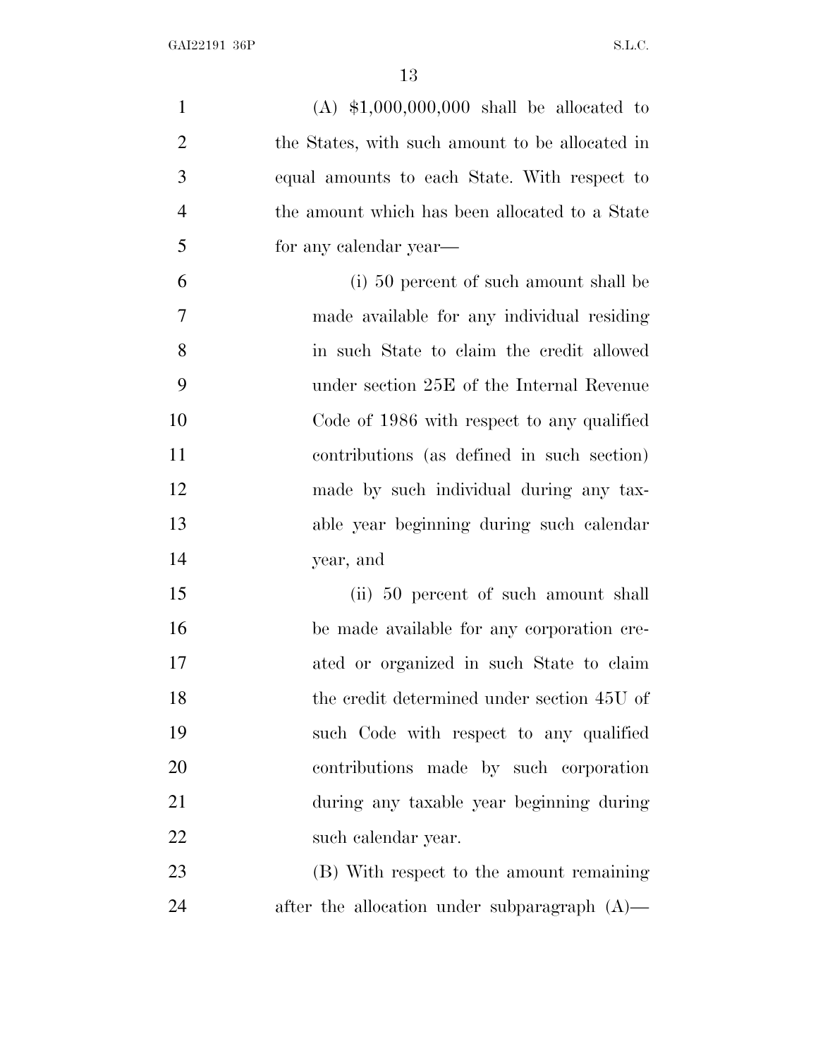(A) $1,000,000,000 shall be allocated to the States, with such amount to be allocated in equal amounts to each State. With respect to the amount which has been allocated to a State for any calendar year—

(i) 50 percent of such amount shall be made available for any individual residing in such State to claim the credit allowed under section 25E of the Internal Revenue Code of 1986 with respect to any qualified contributions (as defined in such section) made by such individual during any taxable year beginning during such calendar year, and

(ii) 50 percent of such amount shall be made available for any corporation created or organized in such State to claim the credit determined under section 45U of such Code with respect to any qualified contributions made by such corporation during any taxable year beginning during such calendar year.

(B) With respect to the amount remaining after the allocation under subparagraph (A)—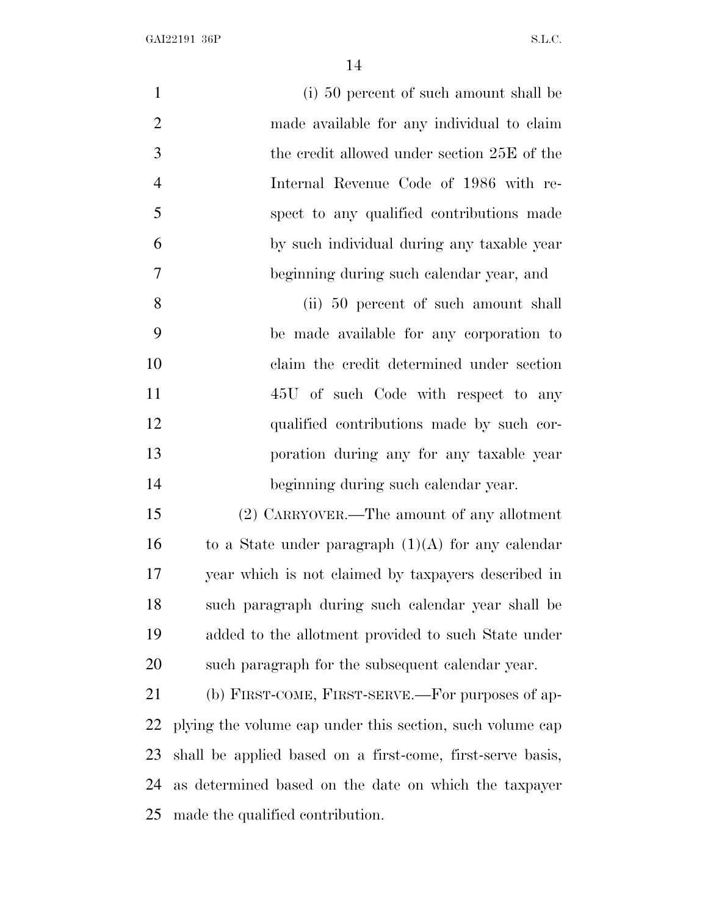(i) 50 percent of such amount shall be made available for any individual to claim the credit allowed under section 25E of the Internal Revenue Code of 1986 with respect to any qualified contributions made by such individual during any taxable year beginning during such calendar year, and

(ii) 50 percent of such amount shall be made available for any corporation to claim the credit determined under section 45U of such Code with respect to any qualified contributions made by such corporation during any for any taxable year beginning during such calendar year.

(2) CARRYOVER.—The amount of any allotment to a State under paragraph (1)(A) for any calendar year which is not claimed by taxpayers described in such paragraph during such calendar year shall be added to the allotment provided to such State under such paragraph for the subsequent calendar year.

(b) FIRST-COME, FIRST-SERVE.—For purposes of applying the volume cap under this section, such volume cap shall be applied based on a first-come, first-serve basis, as determined based on the date on which the taxpayer made the qualified contribution.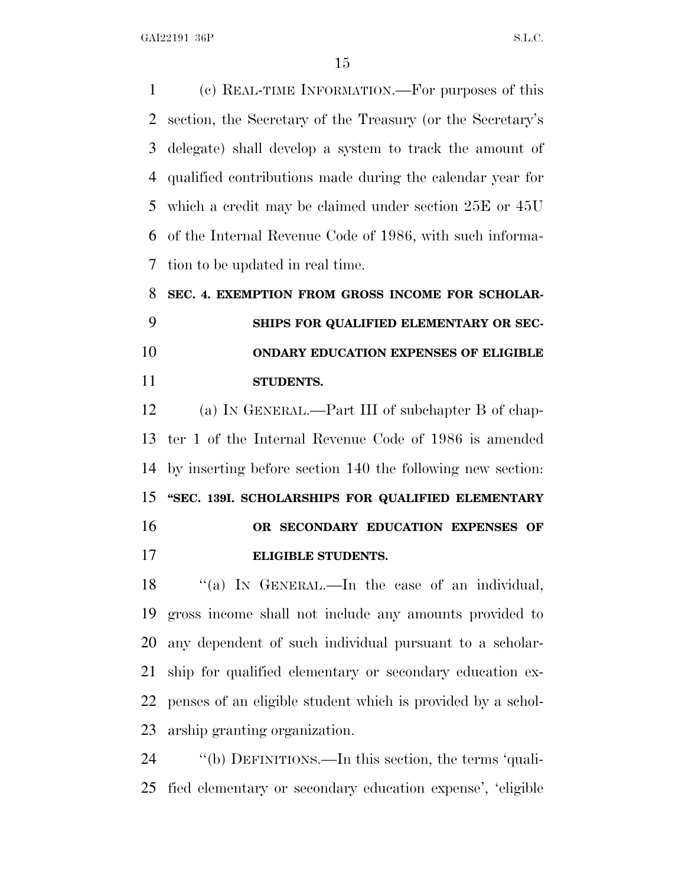(c) REAL-TIME INFORMATION.—For purposes of this section, the Secretary of the Treasury (or the Secretary's delegate) shall develop a system to track the amount of qualified contributions made during the calendar year for which a credit may be claimed under section 25E or 45U of the Internal Revenue Code of 1986, with such information to be updated in real time.

**SEC. 4. EXEMPTION FROM GROSS INCOME FOR SCHOLARSHIPS FOR QUALIFIED ELEMENTARY OR SECONDARY EDUCATION EXPENSES OF ELIGIBLE STUDENTS.**

(a) IN GENERAL.—Part III of subchapter B of chapter 1 of the Internal Revenue Code of 1986 is amended by inserting before section 140 the following new section:

**"SEC. 139I. SCHOLARSHIPS FOR QUALIFIED ELEMENTARY OR SECONDARY EDUCATION EXPENSES OF ELIGIBLE STUDENTS.**

"(a) IN GENERAL.—In the case of an individual, gross income shall not include any amounts provided to any dependent of such individual pursuant to a scholarship for qualified elementary or secondary education expenses of an eligible student which is provided by a scholarship granting organization.

"(b) DEFINITIONS.—In this section, the terms 'qualified elementary or secondary education expense', 'eligible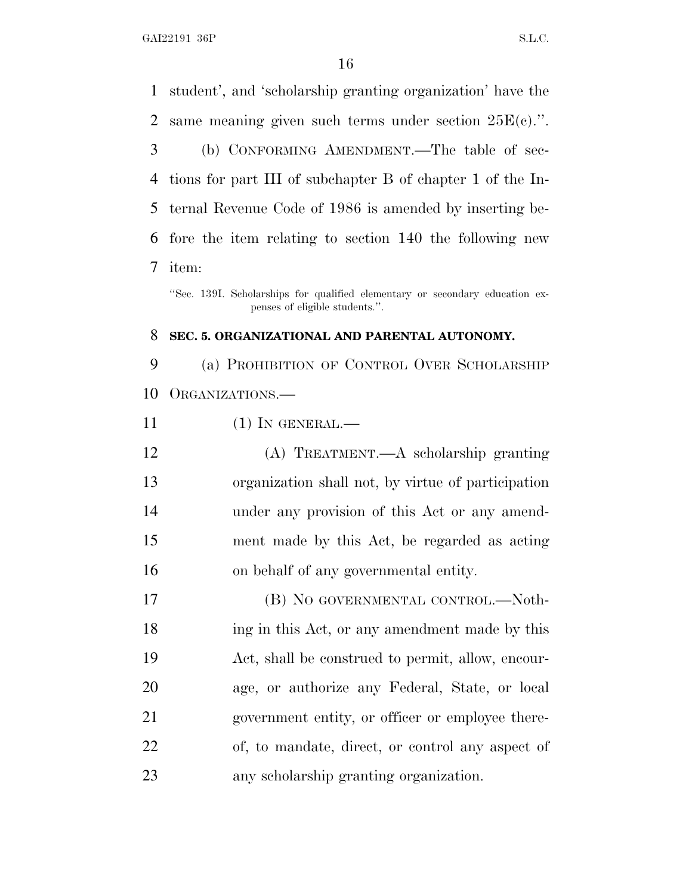student', and 'scholarship granting organization' have the same meaning given such terms under section 25E(c).''.

(b) CONFORMING AMENDMENT.—The table of sections for part III of subchapter B of chapter 1 of the Internal Revenue Code of 1986 is amended by inserting before the item relating to section 140 the following new item:

''Sec. 139I. Scholarships for qualified elementary or secondary education expenses of eligible students.''.

**SEC. 5. ORGANIZATIONAL AND PARENTAL AUTONOMY.**

(a) PROHIBITION OF CONTROL OVER SCHOLARSHIP ORGANIZATIONS.—

(1) IN GENERAL.—

(A) TREATMENT.—A scholarship granting organization shall not, by virtue of participation under any provision of this Act or any amendment made by this Act, be regarded as acting on behalf of any governmental entity.

(B) NO GOVERNMENTAL CONTROL.—Nothing in this Act, or any amendment made by this Act, shall be construed to permit, allow, encourage, or authorize any Federal, State, or local government entity, or officer or employee thereof, to mandate, direct, or control any aspect of any scholarship granting organization.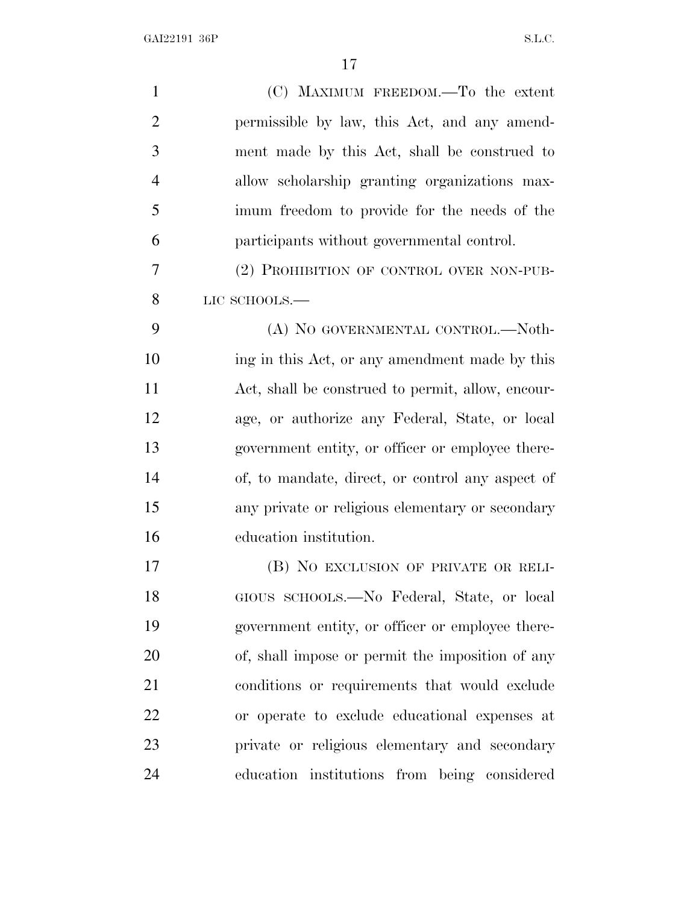(C) MAXIMUM FREEDOM.—To the extent permissible by law, this Act, and any amendment made by this Act, shall be construed to allow scholarship granting organizations maximum freedom to provide for the needs of the participants without governmental control.

(2) PROHIBITION OF CONTROL OVER NON-PUBLIC SCHOOLS.—

(A) NO GOVERNMENTAL CONTROL.—Nothing in this Act, or any amendment made by this Act, shall be construed to permit, allow, encourage, or authorize any Federal, State, or local government entity, or officer or employee thereof, to mandate, direct, or control any aspect of any private or religious elementary or secondary education institution.

(B) NO EXCLUSION OF PRIVATE OR RELIGIOUS SCHOOLS.—No Federal, State, or local government entity, or officer or employee thereof, shall impose or permit the imposition of any conditions or requirements that would exclude or operate to exclude educational expenses at private or religious elementary and secondary education institutions from being considered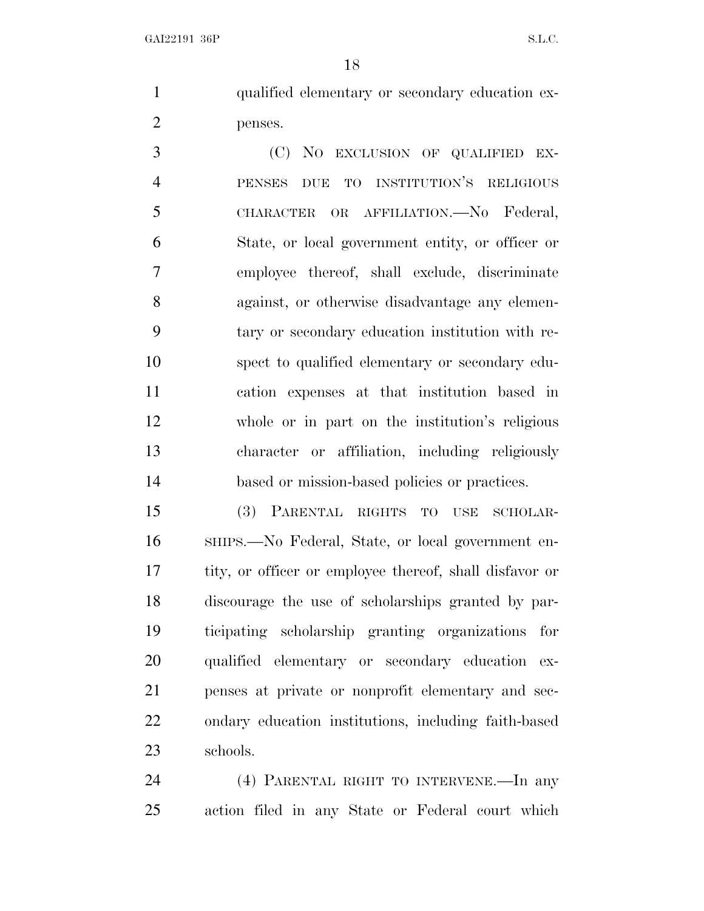qualified elementary or secondary education expenses.

(C) NO EXCLUSION OF QUALIFIED EXPENSES DUE TO INSTITUTION'S RELIGIOUS CHARACTER OR AFFILIATION.—No Federal, State, or local government entity, or officer or employee thereof, shall exclude, discriminate against, or otherwise disadvantage any elementary or secondary education institution with respect to qualified elementary or secondary education expenses at that institution based in whole or in part on the institution's religious character or affiliation, including religiously based or mission-based policies or practices.

(3) PARENTAL RIGHTS TO USE SCHOLARSHIPS.—No Federal, State, or local government entity, or officer or employee thereof, shall disfavor or discourage the use of scholarships granted by participating scholarship granting organizations for qualified elementary or secondary education expenses at private or nonprofit elementary and secondary education institutions, including faith-based schools.

(4) PARENTAL RIGHT TO INTERVENE.—In any action filed in any State or Federal court which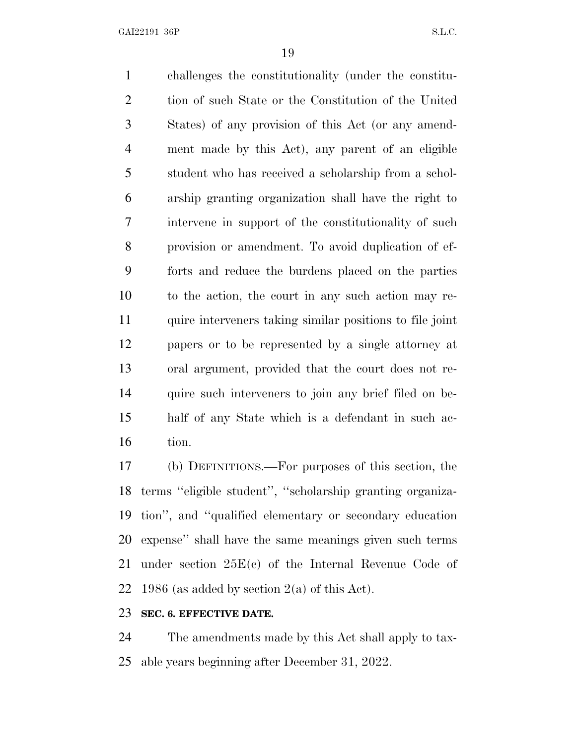challenges the constitutionality (under the constitution of such State or the Constitution of the United States) of any provision of this Act (or any amendment made by this Act), any parent of an eligible student who has received a scholarship from a scholarship granting organization shall have the right to intervene in support of the constitutionality of such provision or amendment. To avoid duplication of efforts and reduce the burdens placed on the parties to the action, the court in any such action may require interveners taking similar positions to file joint papers or to be represented by a single attorney at oral argument, provided that the court does not require such interveners to join any brief filed on behalf of any State which is a defendant in such action.

(b) DEFINITIONS.—For purposes of this section, the terms ''eligible student'', ''scholarship granting organization'', and ''qualified elementary or secondary education expense'' shall have the same meanings given such terms under section 25E(c) of the Internal Revenue Code of 1986 (as added by section 2(a) of this Act).

**SEC. 6. EFFECTIVE DATE.**

The amendments made by this Act shall apply to taxable years beginning after December 31, 2022.